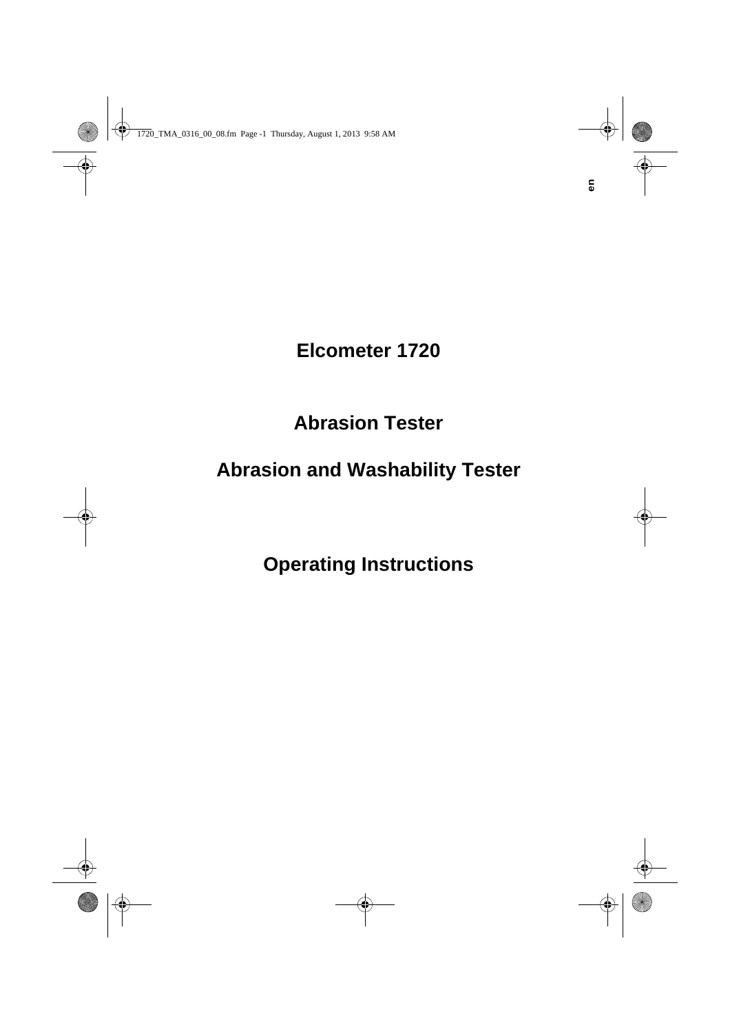# Elcometer 1720

## Abrasion Tester

## Abrasion and Washability Tester

## Operating Instructions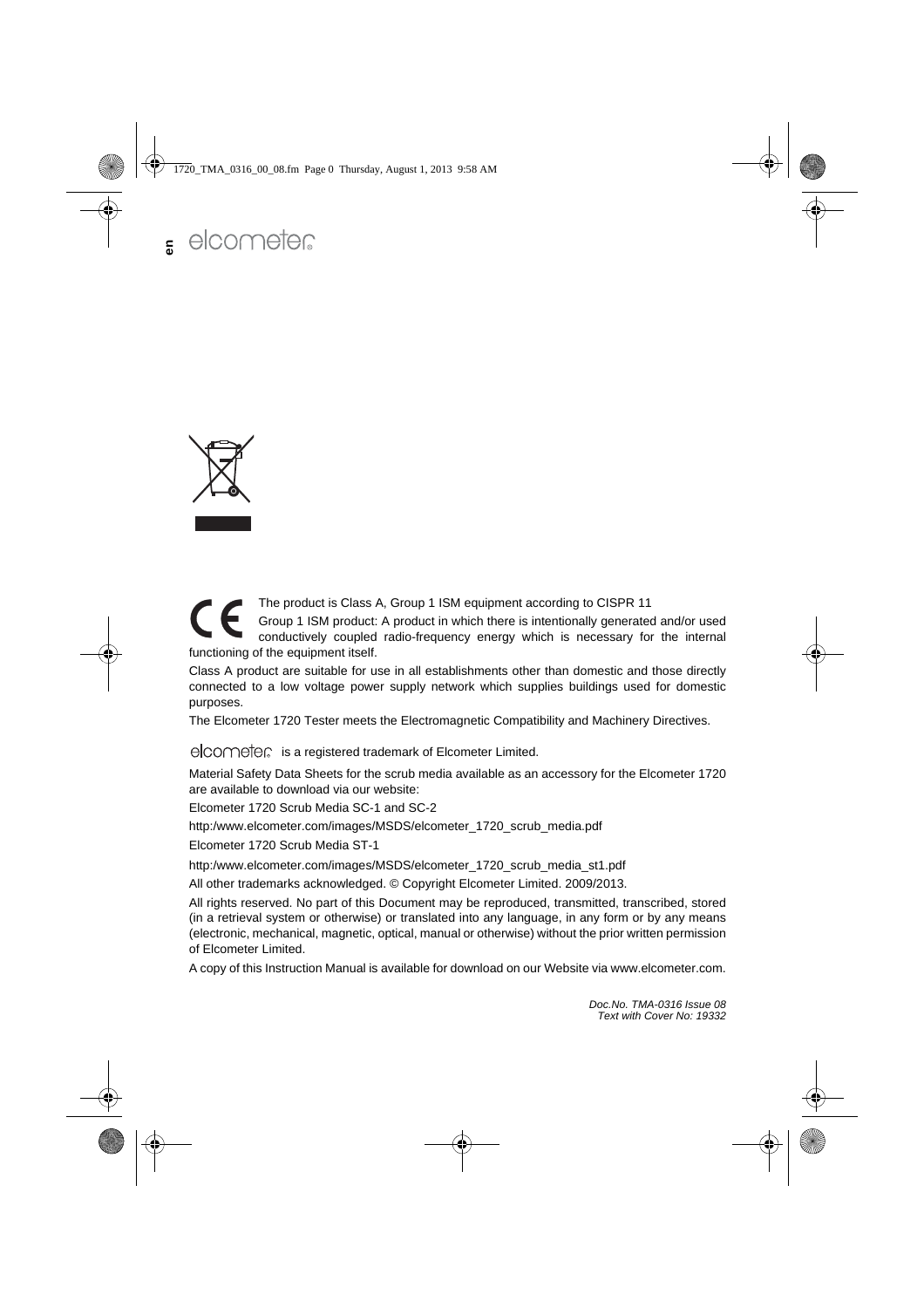The product is Class A, Group 1 ISM equipment according to CISPR 11

Group 1 ISM product: A product in which there is intentionally generated and/or used conductively coupled radio-frequency energy which is necessary for the internal functioning of the equipment itself.

Class A product are suitable for use in all establishments other than domestic and those directly connected to a low voltage power supply network which supplies buildings used for domestic purposes.

The Elcometer 1720 Tester meets the Electromagnetic Compatibility and Machinery Directives.

elcometer is a registered trademark of Elcometer Limited.

Material Safety Data Sheets for the scrub media available as an accessory for the Elcometer 1720 are available to download via our website:

Elcometer 1720 Scrub Media SC-1 and SC-2

http:/www.elcometer.com/images/MSDS/elcometer_1720_scrub_media.pdf

Elcometer 1720 Scrub Media ST-1

http:/www.elcometer.com/images/MSDS/elcometer_1720_scrub_media_st1.pdf

All other trademarks acknowledged. © Copyright Elcometer Limited. 2009/2013.

All rights reserved. No part of this Document may be reproduced, transmitted, transcribed, stored (in a retrieval system or otherwise) or translated into any language, in any form or by any means (electronic, mechanical, magnetic, optical, manual or otherwise) without the prior written permission of Elcometer Limited.

A copy of this Instruction Manual is available for download on our Website via www.elcometer.com.

*Doc.No. TMA-0316 Issue 08*
*Text with Cover No: 19332*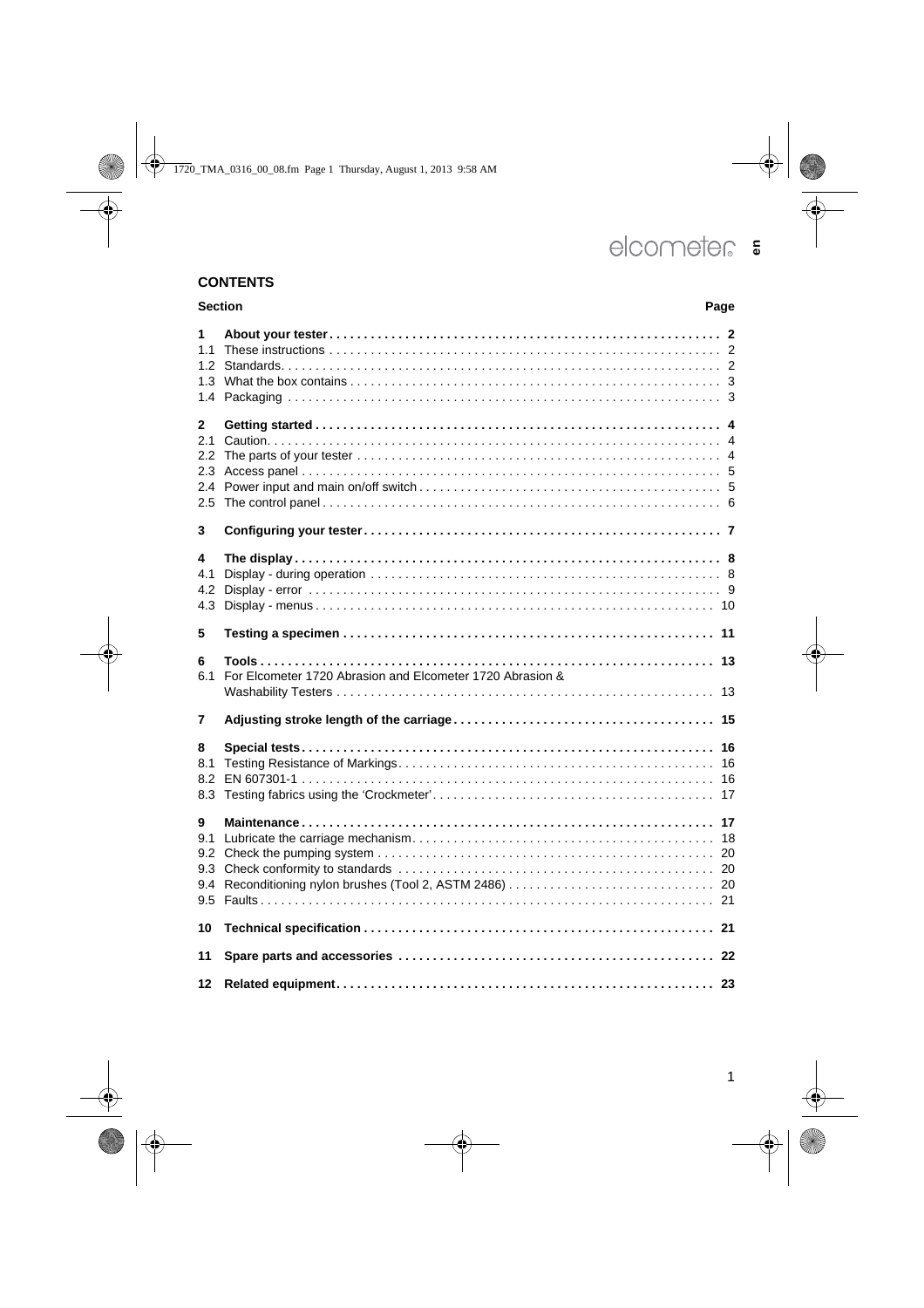# CONTENTS

| Section | | Page |
|---|---|---|
| **1** | **About your tester** | **2** |
| 1.1 | These instructions | 2 |
| 1.2 | Standards | 2 |
| 1.3 | What the box contains | 3 |
| 1.4 | Packaging | 3 |
| **2** | **Getting started** | **4** |
| 2.1 | Caution | 4 |
| 2.2 | The parts of your tester | 4 |
| 2.3 | Access panel | 5 |
| 2.4 | Power input and main on/off switch | 5 |
| 2.5 | The control panel | 6 |
| **3** | **Configuring your tester** | **7** |
| **4** | **The display** | **8** |
| 4.1 | Display - during operation | 8 |
| 4.2 | Display - error | 9 |
| 4.3 | Display - menus | 10 |
| **5** | **Testing a specimen** | **11** |
| **6** | **Tools** | **13** |
| 6.1 | For Elcometer 1720 Abrasion and Elcometer 1720 Abrasion & Washability Testers | 13 |
| **7** | **Adjusting stroke length of the carriage** | **15** |
| **8** | **Special tests** | **16** |
| 8.1 | Testing Resistance of Markings | 16 |
| 8.2 | EN 607301-1 | 16 |
| 8.3 | Testing fabrics using the 'Crockmeter' | 17 |
| **9** | **Maintenance** | **17** |
| 9.1 | Lubricate the carriage mechanism | 18 |
| 9.2 | Check the pumping system | 20 |
| 9.3 | Check conformity to standards | 20 |
| 9.4 | Reconditioning nylon brushes (Tool 2, ASTM 2486) | 20 |
| 9.5 | Faults | 21 |
| **10** | **Technical specification** | **21** |
| **11** | **Spare parts and accessories** | **22** |
| **12** | **Related equipment** | **23** |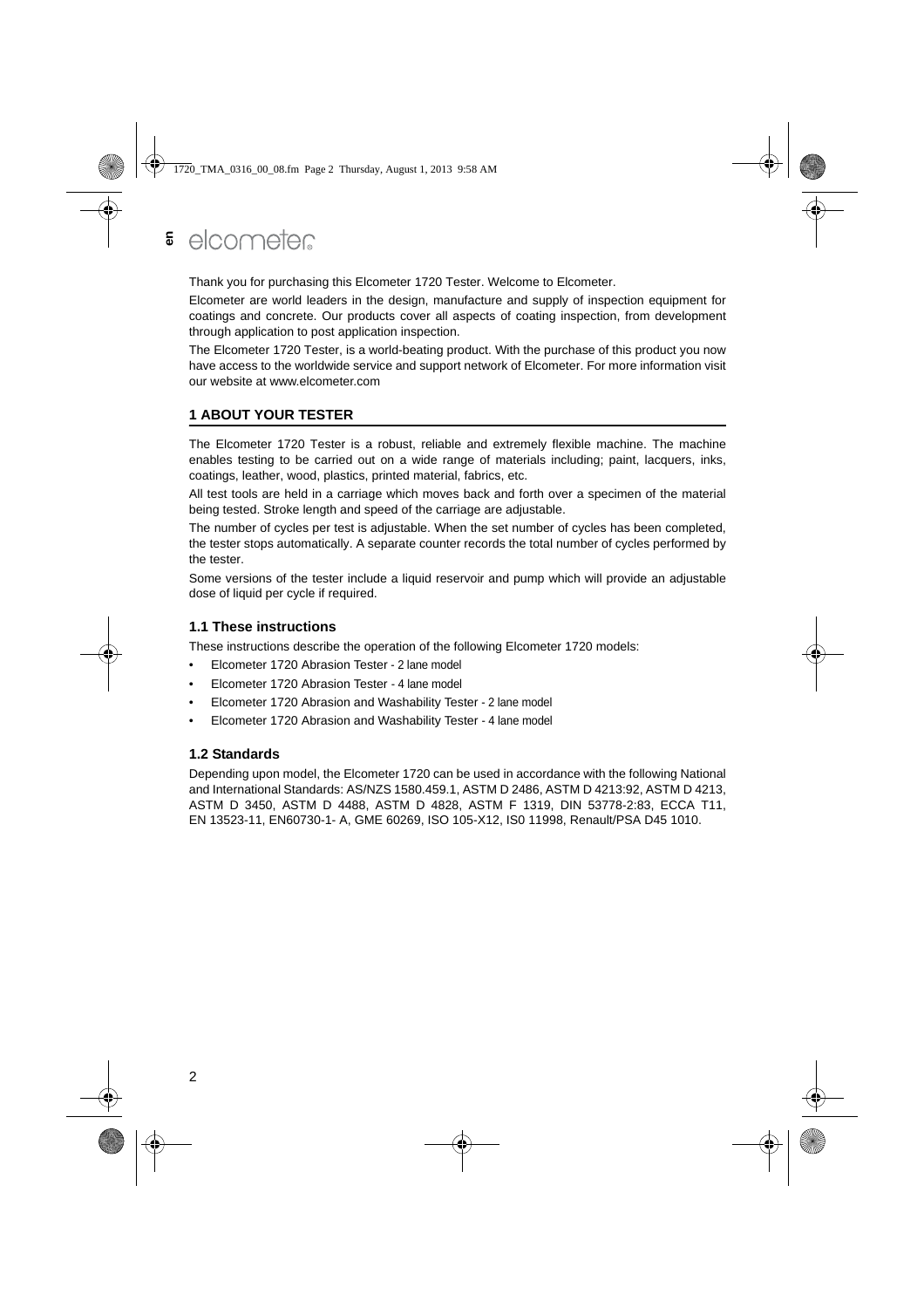Thank you for purchasing this Elcometer 1720 Tester. Welcome to Elcometer.

Elcometer are world leaders in the design, manufacture and supply of inspection equipment for coatings and concrete. Our products cover all aspects of coating inspection, from development through application to post application inspection.

The Elcometer 1720 Tester, is a world-beating product. With the purchase of this product you now have access to the worldwide service and support network of Elcometer. For more information visit our website at www.elcometer.com

## 1 ABOUT YOUR TESTER

The Elcometer 1720 Tester is a robust, reliable and extremely flexible machine. The machine enables testing to be carried out on a wide range of materials including; paint, lacquers, inks, coatings, leather, wood, plastics, printed material, fabrics, etc.

All test tools are held in a carriage which moves back and forth over a specimen of the material being tested. Stroke length and speed of the carriage are adjustable.

The number of cycles per test is adjustable. When the set number of cycles has been completed, the tester stops automatically. A separate counter records the total number of cycles performed by the tester.

Some versions of the tester include a liquid reservoir and pump which will provide an adjustable dose of liquid per cycle if required.

### 1.1 These instructions

These instructions describe the operation of the following Elcometer 1720 models:

- Elcometer 1720 Abrasion Tester - 2 lane model
- Elcometer 1720 Abrasion Tester - 4 lane model
- Elcometer 1720 Abrasion and Washability Tester - 2 lane model
- Elcometer 1720 Abrasion and Washability Tester - 4 lane model

### 1.2 Standards

Depending upon model, the Elcometer 1720 can be used in accordance with the following National and International Standards: AS/NZS 1580.459.1, ASTM D 2486, ASTM D 4213:92, ASTM D 4213, ASTM D 3450, ASTM D 4488, ASTM D 4828, ASTM F 1319, DIN 53778-2:83, ECCA T11, EN 13523-11, EN60730-1- A, GME 60269, ISO 105-X12, IS0 11998, Renault/PSA D45 1010.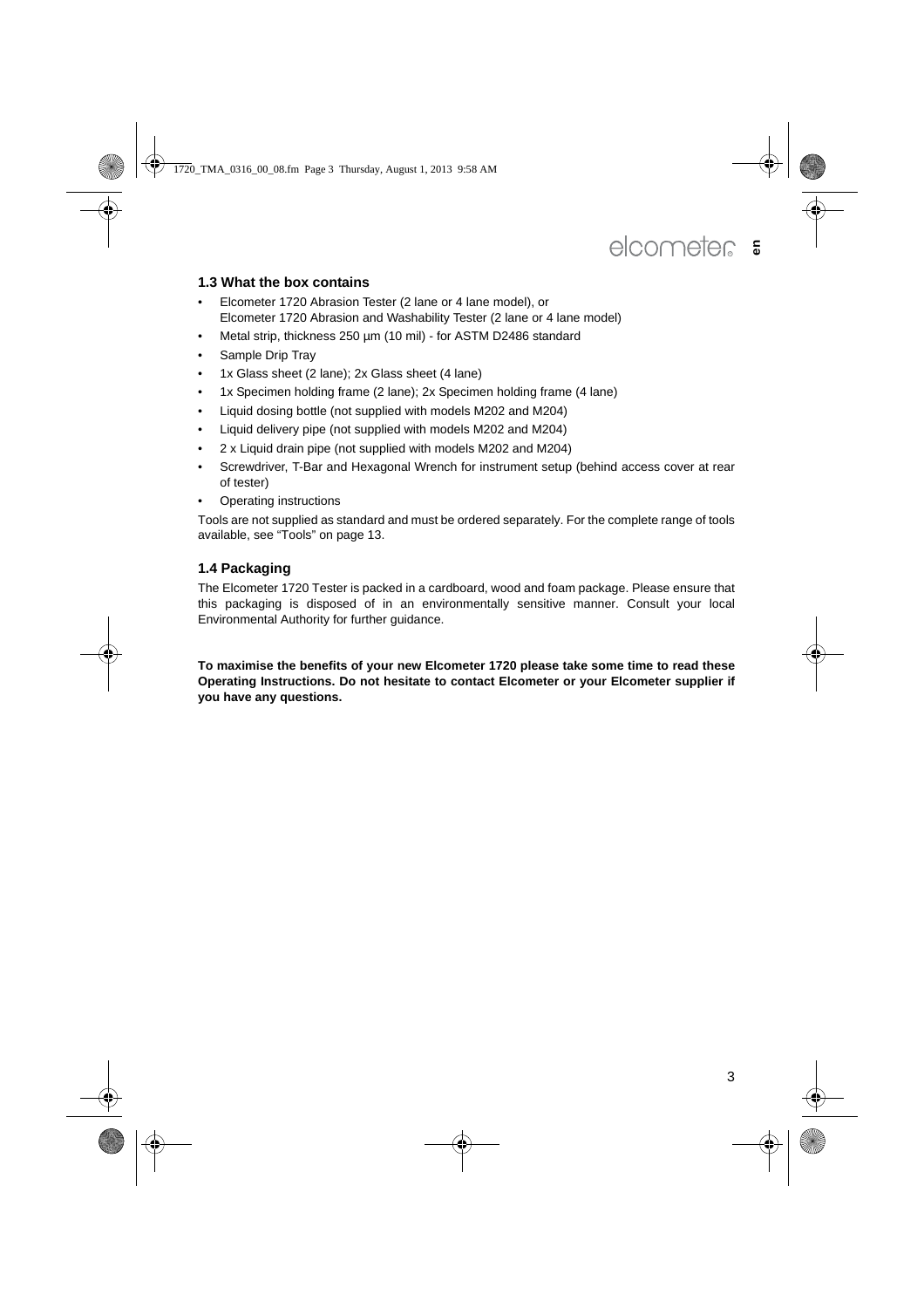## 1.3 What the box contains

- Elcometer 1720 Abrasion Tester (2 lane or 4 lane model), or
  Elcometer 1720 Abrasion and Washability Tester (2 lane or 4 lane model)
- Metal strip, thickness 250 µm (10 mil) - for ASTM D2486 standard
- Sample Drip Tray
- 1x Glass sheet (2 lane); 2x Glass sheet (4 lane)
- 1x Specimen holding frame (2 lane); 2x Specimen holding frame (4 lane)
- Liquid dosing bottle (not supplied with models M202 and M204)
- Liquid delivery pipe (not supplied with models M202 and M204)
- 2 x Liquid drain pipe (not supplied with models M202 and M204)
- Screwdriver, T-Bar and Hexagonal Wrench for instrument setup (behind access cover at rear of tester)
- Operating instructions

Tools are not supplied as standard and must be ordered separately. For the complete range of tools available, see “Tools” on page 13.

## 1.4 Packaging

The Elcometer 1720 Tester is packed in a cardboard, wood and foam package. Please ensure that this packaging is disposed of in an environmentally sensitive manner. Consult your local Environmental Authority for further guidance.

**To maximise the benefits of your new Elcometer 1720 please take some time to read these Operating Instructions. Do not hesitate to contact Elcometer or your Elcometer supplier if you have any questions.**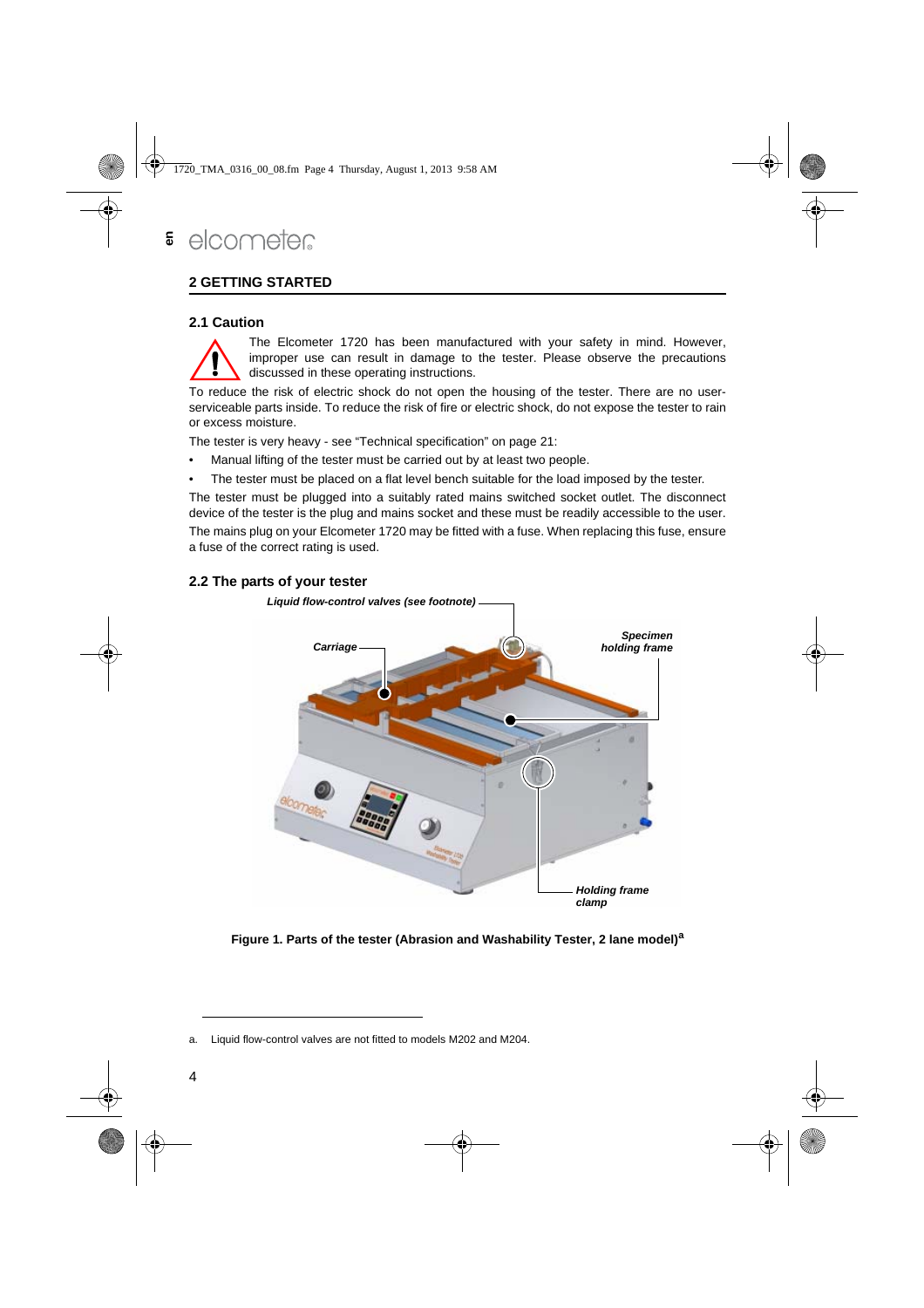## 2 GETTING STARTED

### 2.1 Caution

The Elcometer 1720 has been manufactured with your safety in mind. However, improper use can result in damage to the tester. Please observe the precautions discussed in these operating instructions.

To reduce the risk of electric shock do not open the housing of the tester. There are no user-serviceable parts inside. To reduce the risk of fire or electric shock, do not expose the tester to rain or excess moisture.

The tester is very heavy - see "Technical specification" on page 21:

- Manual lifting of the tester must be carried out by at least two people.
- The tester must be placed on a flat level bench suitable for the load imposed by the tester.

The tester must be plugged into a suitably rated mains switched socket outlet. The disconnect device of the tester is the plug and mains socket and these must be readily accessible to the user.

The mains plug on your Elcometer 1720 may be fitted with a fuse. When replacing this fuse, ensure a fuse of the correct rating is used.

### 2.2 The parts of your tester

*Liquid flow-control valves (see footnote)*

*Carriage*

*Specimen holding frame*

*Holding frame clamp*

**Figure 1. Parts of the tester (Abrasion and Washability Tester, 2 lane model)[a]**

a. Liquid flow-control valves are not fitted to models M202 and M204.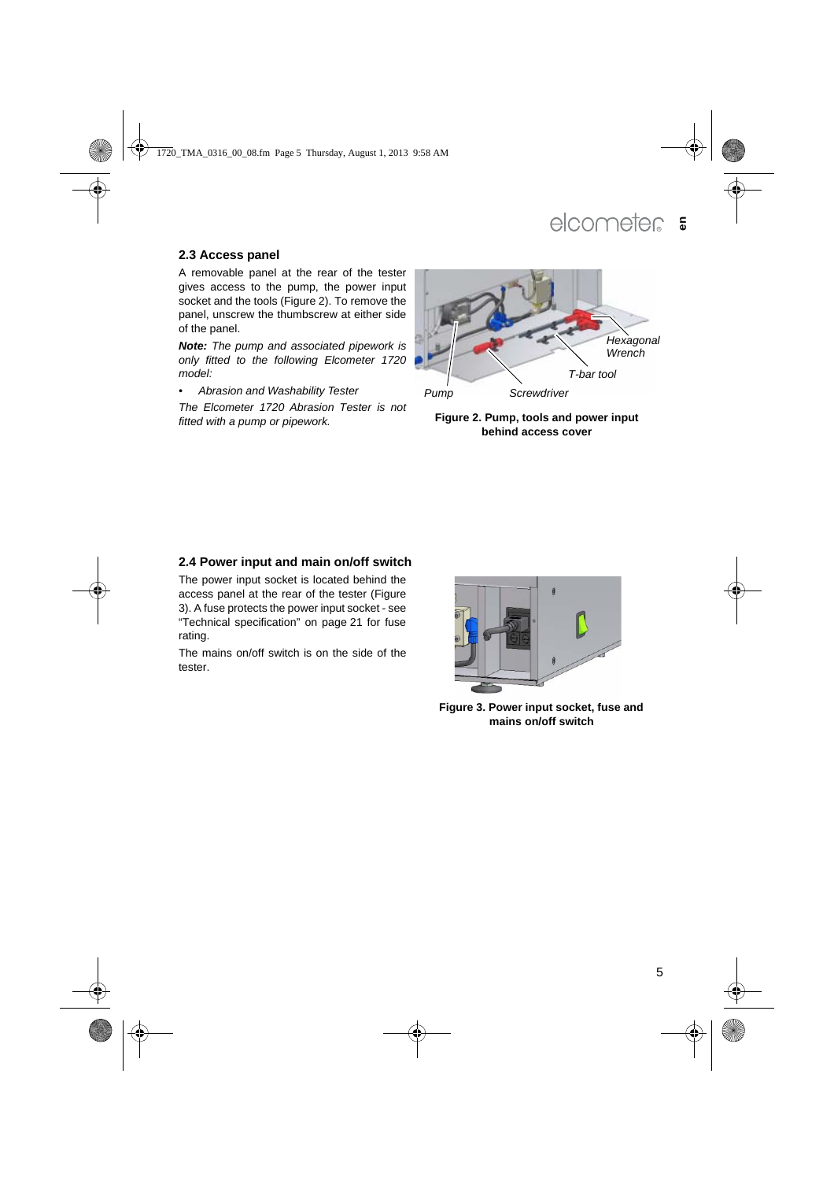## 2.3 Access panel

A removable panel at the rear of the tester gives access to the pump, the power input socket and the tools (Figure 2). To remove the panel, unscrew the thumbscrew at either side of the panel.

***Note:*** *The pump and associated pipework is only fitted to the following Elcometer 1720 model:*

- *Abrasion and Washability Tester*

*The Elcometer 1720 Abrasion Tester is not fitted with a pump or pipework.*

**Figure 2. Pump, tools and power input behind access cover**

## 2.4 Power input and main on/off switch

The power input socket is located behind the access panel at the rear of the tester (Figure 3). A fuse protects the power input socket - see "Technical specification" on page 21 for fuse rating.

The mains on/off switch is on the side of the tester.

**Figure 3. Power input socket, fuse and mains on/off switch**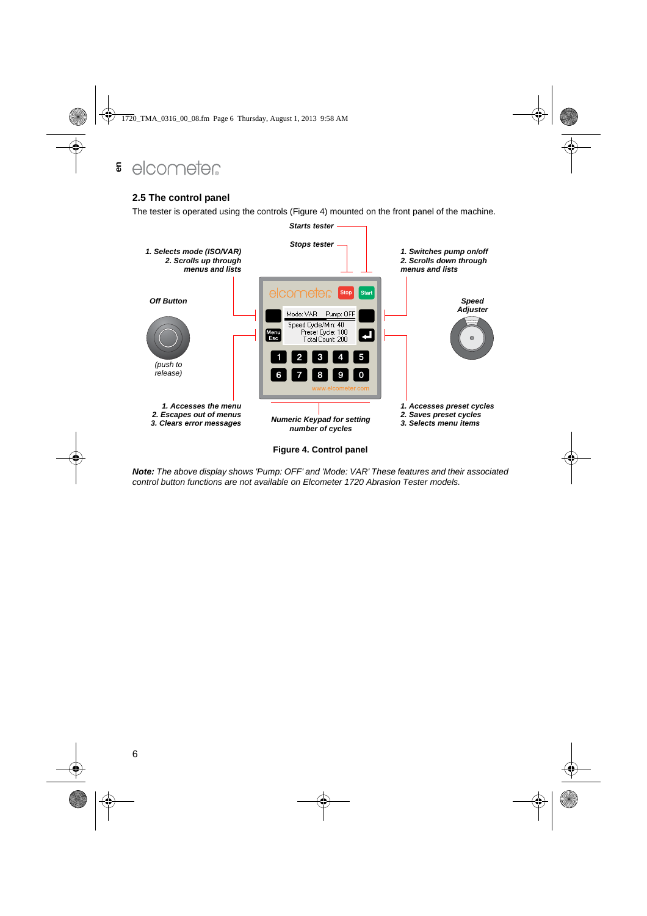## 2.5 The control panel

The tester is operated using the controls (Figure 4) mounted on the front panel of the machine.

*Starts tester*

*Stops tester*

*1. Selects mode (ISO/VAR)*
*2. Scrolls up through menus and lists*

*1. Switches pump on/off*
*2. Scrolls down through menus and lists*

*Off Button*

*(push to release)*

*Speed Adjuster*

*1. Accesses the menu*
*2. Escapes out of menus*
*3. Clears error messages*

*Numeric Keypad for setting number of cycles*

*1. Accesses preset cycles*
*2. Saves preset cycles*
*3. Selects menu items*

**Figure 4. Control panel**

***Note:*** *The above display shows 'Pump: OFF' and 'Mode: VAR' These features and their associated control button functions are not available on Elcometer 1720 Abrasion Tester models.*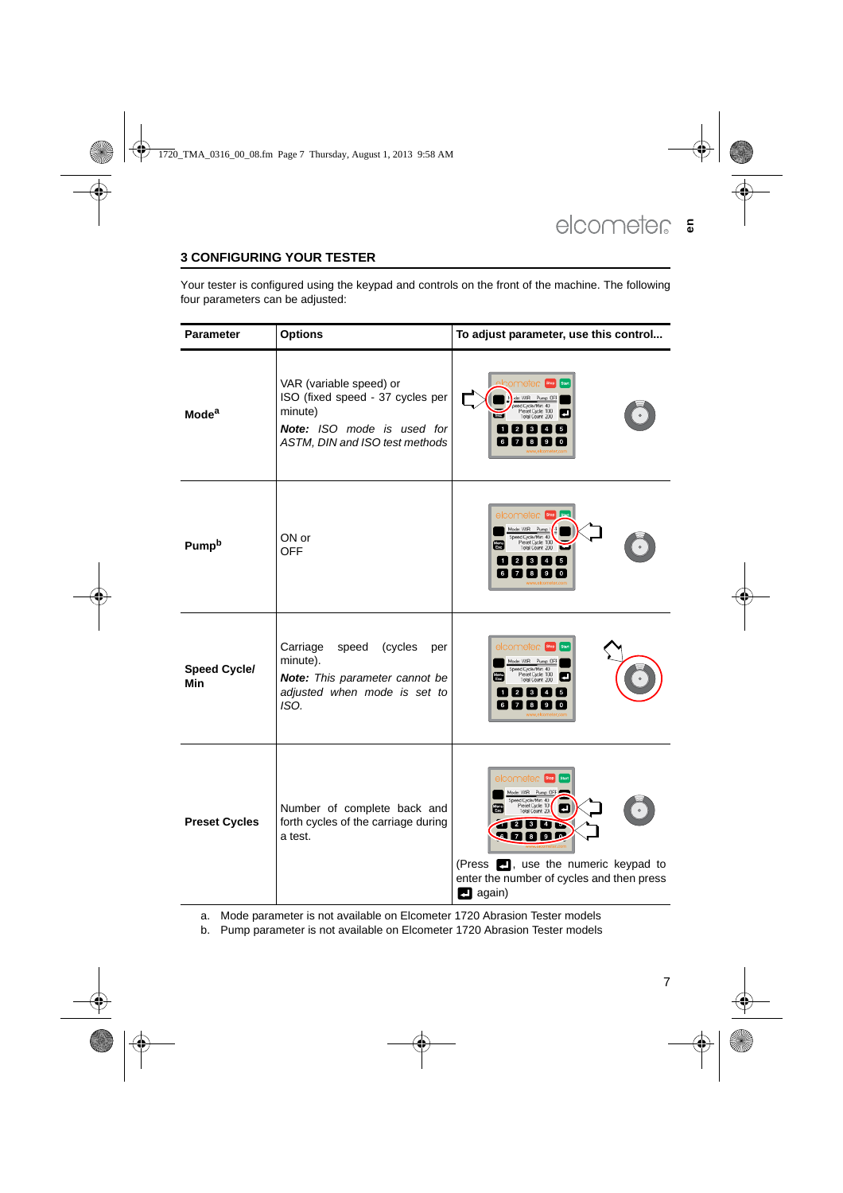## 3 CONFIGURING YOUR TESTER

Your tester is configured using the keypad and controls on the front of the machine. The following four parameters can be adjusted:

| Parameter | Options | To adjust parameter, use this control... |
|---|---|---|
| **Mode**[a] | VAR (variable speed) or ISO (fixed speed - 37 cycles per minute) *Note: ISO mode is used for ASTM, DIN and ISO test methods* | |
| **Pump**[b] | ON or OFF | |
| **Speed Cycle/ Min** | Carriage speed (cycles per minute). *Note: This parameter cannot be adjusted when mode is set to ISO.* | |
| **Preset Cycles** | Number of complete back and forth cycles of the carriage during a test. | (Press ↵, use the numeric keypad to enter the number of cycles and then press ↵ again) |

a. Mode parameter is not available on Elcometer 1720 Abrasion Tester models

b. Pump parameter is not available on Elcometer 1720 Abrasion Tester models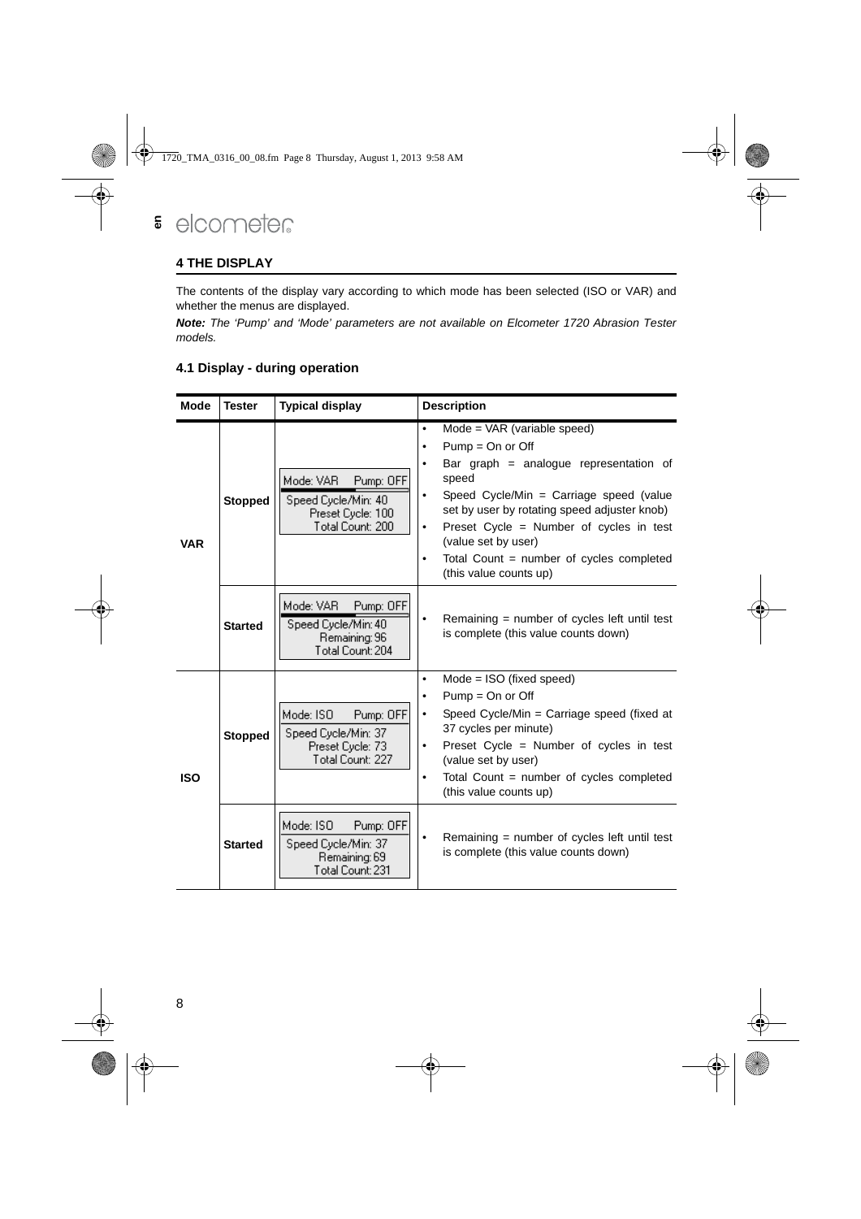## 4 THE DISPLAY

The contents of the display vary according to which mode has been selected (ISO or VAR) and whether the menus are displayed.

***Note:*** *The 'Pump' and 'Mode' parameters are not available on Elcometer 1720 Abrasion Tester models.*

### 4.1 Display - during operation

| Mode | Tester | Typical display | Description |
|---|---|---|---|
| VAR | Stopped | Mode: VAR Pump: OFF<br>Speed Cycle/Min: 40<br>Preset Cycle: 100<br>Total Count: 200 | • Mode = VAR (variable speed)<br>• Pump = On or Off<br>• Bar graph = analogue representation of speed<br>• Speed Cycle/Min = Carriage speed (value set by user by rotating speed adjuster knob)<br>• Preset Cycle = Number of cycles in test (value set by user)<br>• Total Count = number of cycles completed (this value counts up) |
| | Started | Mode: VAR Pump: OFF<br>Speed Cycle/Min: 40<br>Remaining: 96<br>Total Count: 204 | • Remaining = number of cycles left until test is complete (this value counts down) |
| ISO | Stopped | Mode: ISO Pump: OFF<br>Speed Cycle/Min: 37<br>Preset Cycle: 73<br>Total Count: 227 | • Mode = ISO (fixed speed)<br>• Pump = On or Off<br>• Speed Cycle/Min = Carriage speed (fixed at 37 cycles per minute)<br>• Preset Cycle = Number of cycles in test (value set by user)<br>• Total Count = number of cycles completed (this value counts up) |
| | Started | Mode: ISO Pump: OFF<br>Speed Cycle/Min: 37<br>Remaining: 69<br>Total Count: 231 | • Remaining = number of cycles left until test is complete (this value counts down) |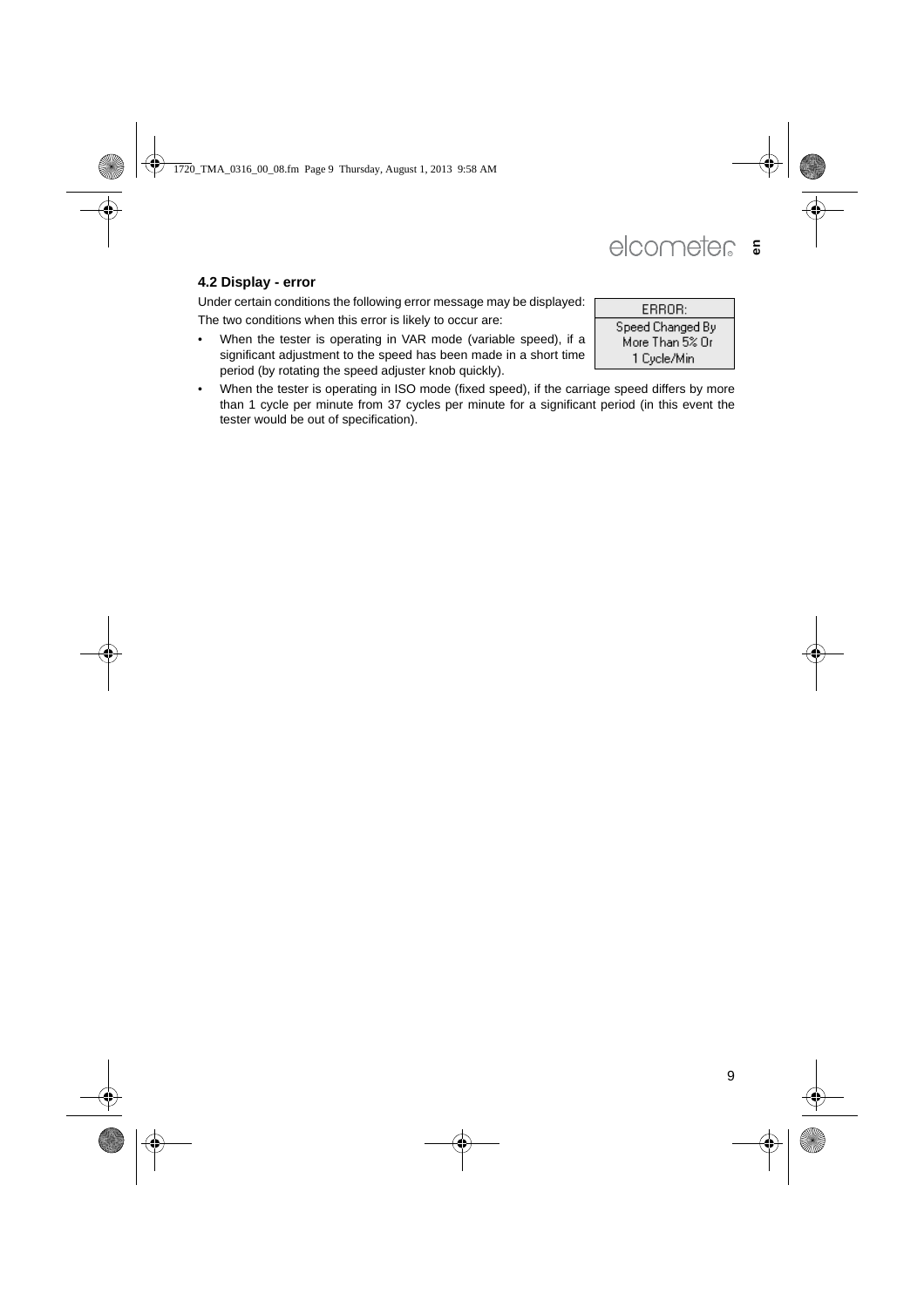## 4.2 Display - error

Under certain conditions the following error message may be displayed:

```
ERROR:
Speed Changed By
More Than 5% Or
1 Cycle/Min
```

The two conditions when this error is likely to occur are:

- When the tester is operating in VAR mode (variable speed), if a significant adjustment to the speed has been made in a short time period (by rotating the speed adjuster knob quickly).
- When the tester is operating in ISO mode (fixed speed), if the carriage speed differs by more than 1 cycle per minute from 37 cycles per minute for a significant period (in this event the tester would be out of specification).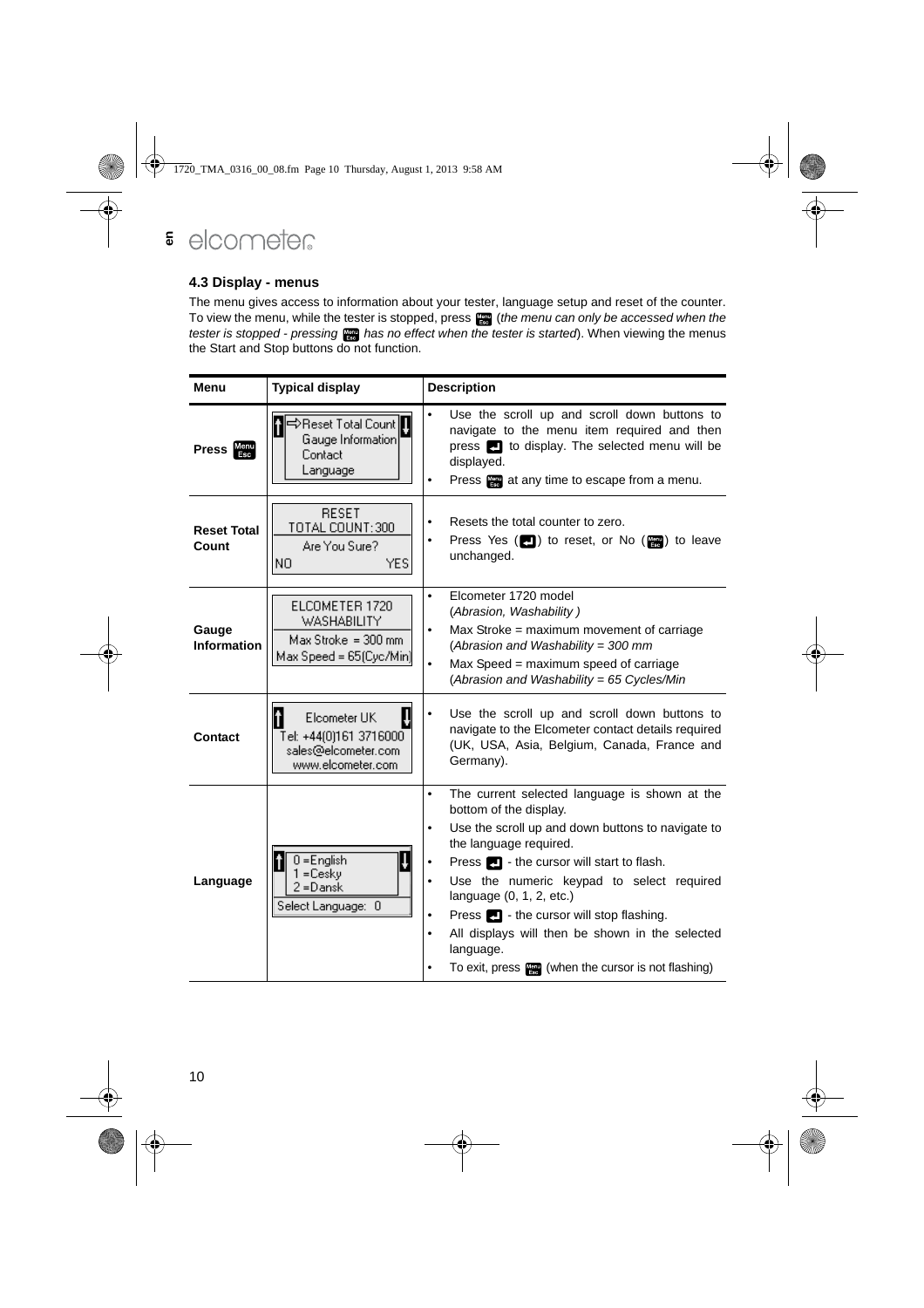## 4.3 Display - menus

The menu gives access to information about your tester, language setup and reset of the counter. To view the menu, while the tester is stopped, press Menu/Esc (*the menu can only be accessed when the tester is stopped - pressing Menu/Esc has no effect when the tester is started*). When viewing the menus the Start and Stop buttons do not function.

| Menu | Typical display | Description |
|---|---|---|
| **Press Menu/Esc** | ⇨Reset Total Count<br>Gauge Information<br>Contact<br>Language | • Use the scroll up and scroll down buttons to navigate to the menu item required and then press ↵ to display. The selected menu will be displayed.<br>• Press Menu/Esc at any time to escape from a menu. |
| **Reset Total Count** | RESET<br>TOTAL COUNT: 300<br>Are You Sure?<br>NO YES | • Resets the total counter to zero.<br>• Press Yes (↵) to reset, or No (Menu/Esc) to leave unchanged. |
| **Gauge Information** | ELCOMETER 1720<br>WASHABILITY<br>Max Stroke = 300 mm<br>Max Speed = 65(Cyc/Min) | • Elcometer 1720 model (*Abrasion, Washability )*<br>• Max Stroke = maximum movement of carriage (*Abrasion and Washability = 300 mm*<br>• Max Speed = maximum speed of carriage (*Abrasion and Washability = 65 Cycles/Min* |
| **Contact** | Elcometer UK<br>Tel: +44(0)161 3716000<br>sales@elcometer.com<br>www.elcometer.com | • Use the scroll up and scroll down buttons to navigate to the Elcometer contact details required (UK, USA, Asia, Belgium, Canada, France and Germany). |
| **Language** | 0 =English<br>1 =Cesky<br>2 =Dansk<br>Select Language: 0 | • The current selected language is shown at the bottom of the display.<br>• Use the scroll up and down buttons to navigate to the language required.<br>• Press ↵ - the cursor will start to flash.<br>• Use the numeric keypad to select required language (0, 1, 2, etc.)<br>• Press ↵ - the cursor will stop flashing.<br>• All displays will then be shown in the selected language.<br>• To exit, press Menu/Esc (when the cursor is not flashing) |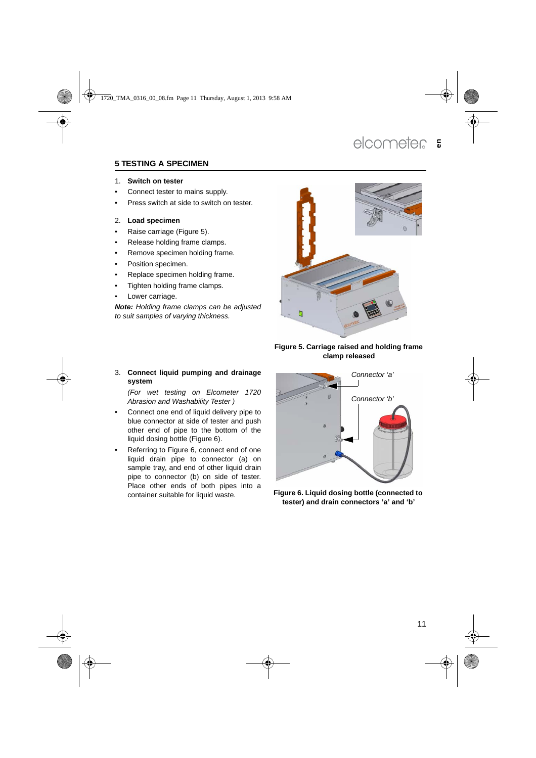## 5 TESTING A SPECIMEN

1. **Switch on tester**

- Connect tester to mains supply.
- Press switch at side to switch on tester.

2. **Load specimen**

- Raise carriage (Figure 5).
- Release holding frame clamps.
- Remove specimen holding frame.
- Position specimen.
- Replace specimen holding frame.
- Tighten holding frame clamps.
- Lower carriage.

***Note:*** *Holding frame clamps can be adjusted to suit samples of varying thickness.*

**Figure 5. Carriage raised and holding frame clamp released**

3. **Connect liquid pumping and drainage system**

   *(For wet testing on Elcometer 1720 Abrasion and Washability Tester )*

- Connect one end of liquid delivery pipe to blue connector at side of tester and push other end of pipe to the bottom of the liquid dosing bottle (Figure 6).
- Referring to Figure 6, connect end of one liquid drain pipe to connector (a) on sample tray, and end of other liquid drain pipe to connector (b) on side of tester. Place other ends of both pipes into a container suitable for liquid waste.

*Connector 'a'*

*Connector 'b'*

**Figure 6. Liquid dosing bottle (connected to tester) and drain connectors 'a' and 'b'**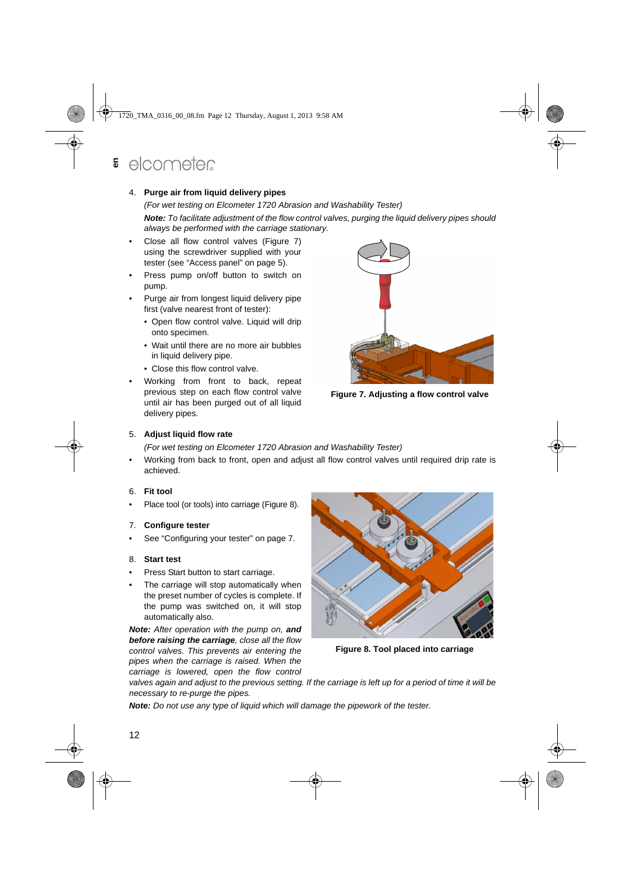4. **Purge air from liquid delivery pipes**

   *(For wet testing on Elcometer 1720 Abrasion and Washability Tester)*

   ***Note:*** *To facilitate adjustment of the flow control valves, purging the liquid delivery pipes should always be performed with the carriage stationary.*

- Close all flow control valves (Figure 7) using the screwdriver supplied with your tester (see "Access panel" on page 5).
- Press pump on/off button to switch on pump.
- Purge air from longest liquid delivery pipe first (valve nearest front of tester):
  - Open flow control valve. Liquid will drip onto specimen.
  - Wait until there are no more air bubbles in liquid delivery pipe.
  - Close this flow control valve.
- Working from front to back, repeat previous step on each flow control valve until air has been purged out of all liquid delivery pipes.

**Figure 7. Adjusting a flow control valve**

5. **Adjust liquid flow rate**

   *(For wet testing on Elcometer 1720 Abrasion and Washability Tester)*

- Working from back to front, open and adjust all flow control valves until required drip rate is achieved.

6. **Fit tool**

- Place tool (or tools) into carriage (Figure 8).

7. **Configure tester**

- See "Configuring your tester" on page 7.

8. **Start test**

- Press Start button to start carriage.
- The carriage will stop automatically when the preset number of cycles is complete. If the pump was switched on, it will stop automatically also.

***Note:*** *After operation with the pump on,* ***and before raising the carriage****, close all the flow control valves. This prevents air entering the pipes when the carriage is raised. When the carriage is lowered, open the flow control valves again and adjust to the previous setting. If the carriage is left up for a period of time it will be necessary to re-purge the pipes.*

**Figure 8. Tool placed into carriage**

***Note:*** *Do not use any type of liquid which will damage the pipework of the tester.*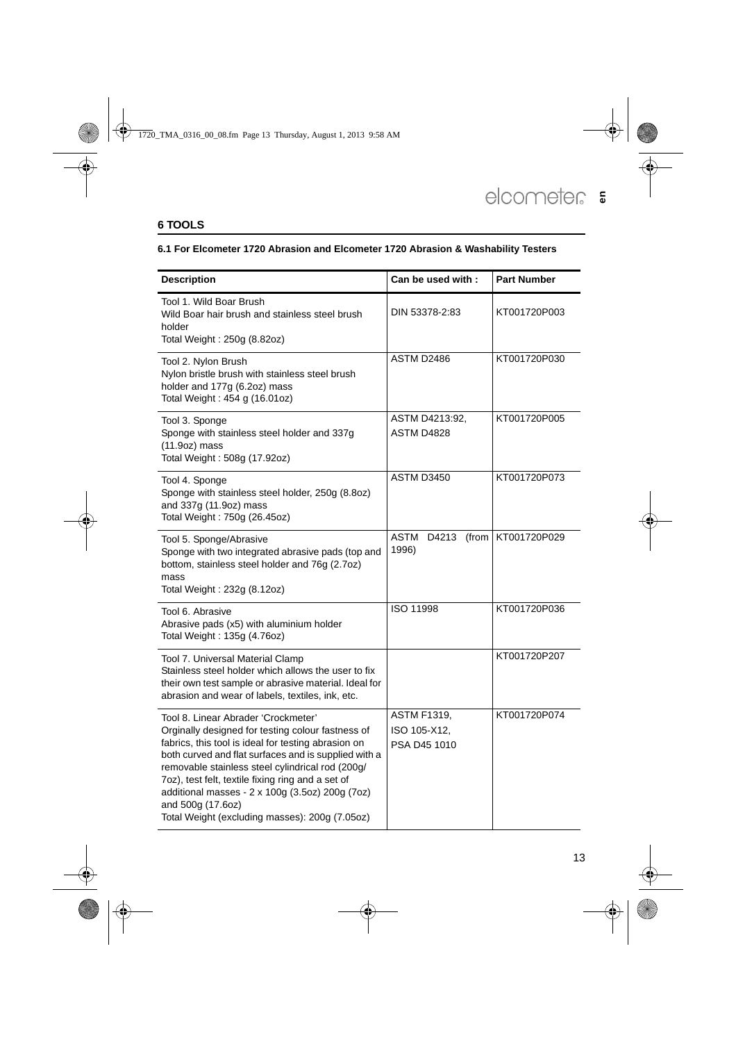# 6 TOOLS

## 6.1 For Elcometer 1720 Abrasion and Elcometer 1720 Abrasion & Washability Testers

| Description | Can be used with : | Part Number |
|---|---|---|
| Tool 1. Wild Boar Brush<br>Wild Boar hair brush and stainless steel brush holder<br>Total Weight : 250g (8.82oz) | DIN 53378-2:83 | KT001720P003 |
| Tool 2. Nylon Brush<br>Nylon bristle brush with stainless steel brush holder and 177g (6.2oz) mass<br>Total Weight : 454 g (16.01oz) | ASTM D2486 | KT001720P030 |
| Tool 3. Sponge<br>Sponge with stainless steel holder and 337g (11.9oz) mass<br>Total Weight : 508g (17.92oz) | ASTM D4213:92, ASTM D4828 | KT001720P005 |
| Tool 4. Sponge<br>Sponge with stainless steel holder, 250g (8.8oz) and 337g (11.9oz) mass<br>Total Weight : 750g (26.45oz) | ASTM D3450 | KT001720P073 |
| Tool 5. Sponge/Abrasive<br>Sponge with two integrated abrasive pads (top and bottom, stainless steel holder and 76g (2.7oz) mass<br>Total Weight : 232g (8.12oz) | ASTM D4213 (from 1996) | KT001720P029 |
| Tool 6. Abrasive<br>Abrasive pads (x5) with aluminium holder<br>Total Weight : 135g (4.76oz) | ISO 11998 | KT001720P036 |
| Tool 7. Universal Material Clamp<br>Stainless steel holder which allows the user to fix their own test sample or abrasive material. Ideal for abrasion and wear of labels, textiles, ink, etc. | | KT001720P207 |
| Tool 8. Linear Abrader 'Crockmeter'<br>Orginally designed for testing colour fastness of fabrics, this tool is ideal for testing abrasion on both curved and flat surfaces and is supplied with a removable stainless steel cylindrical rod (200g/7oz), test felt, textile fixing ring and a set of additional masses - 2 x 100g (3.5oz) 200g (7oz) and 500g (17.6oz)<br>Total Weight (excluding masses): 200g (7.05oz) | ASTM F1319, ISO 105-X12, PSA D45 1010 | KT001720P074 |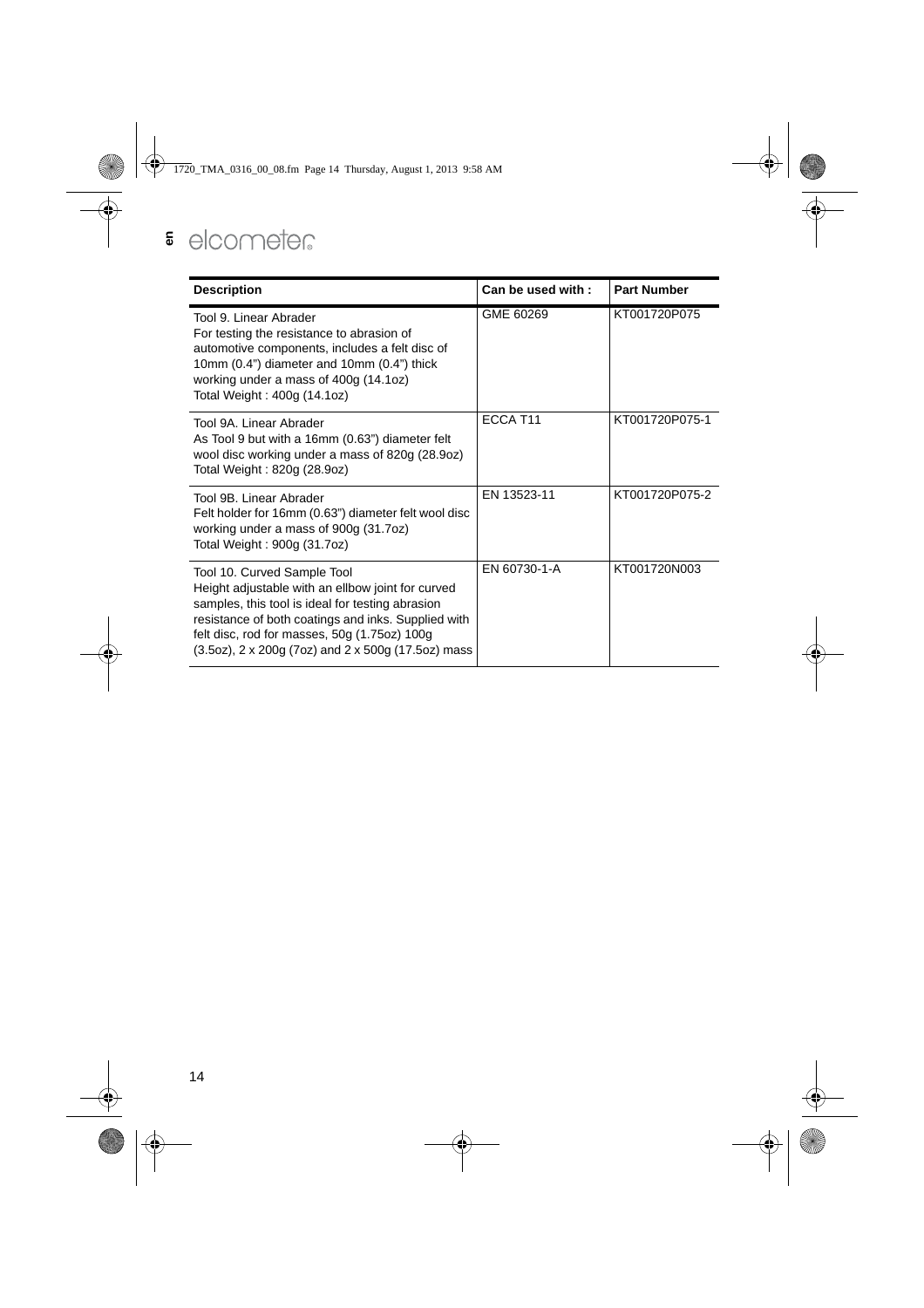| Description | Can be used with : | Part Number |
| --- | --- | --- |
| Tool 9. Linear Abrader<br>For testing the resistance to abrasion of automotive components, includes a felt disc of 10mm (0.4") diameter and 10mm (0.4") thick working under a mass of 400g (14.1oz)<br>Total Weight : 400g (14.1oz) | GME 60269 | KT001720P075 |
| Tool 9A. Linear Abrader<br>As Tool 9 but with a 16mm (0.63") diameter felt wool disc working under a mass of 820g (28.9oz)<br>Total Weight : 820g (28.9oz) | ECCA T11 | KT001720P075-1 |
| Tool 9B. Linear Abrader<br>Felt holder for 16mm (0.63") diameter felt wool disc working under a mass of 900g (31.7oz)<br>Total Weight : 900g (31.7oz) | EN 13523-11 | KT001720P075-2 |
| Tool 10. Curved Sample Tool<br>Height adjustable with an ellbow joint for curved samples, this tool is ideal for testing abrasion resistance of both coatings and inks. Supplied with felt disc, rod for masses, 50g (1.75oz) 100g (3.5oz), 2 x 200g (7oz) and 2 x 500g (17.5oz) mass | EN 60730-1-A | KT001720N003 |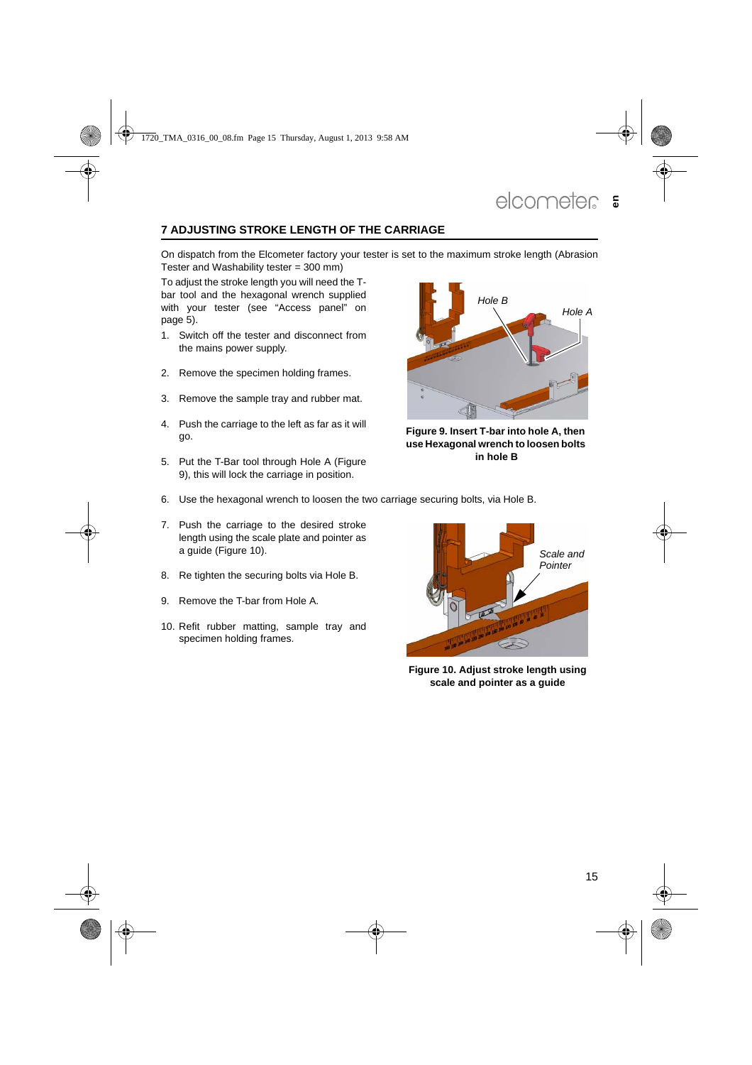## 7 ADJUSTING STROKE LENGTH OF THE CARRIAGE

On dispatch from the Elcometer factory your tester is set to the maximum stroke length (Abrasion Tester and Washability tester = 300 mm)

To adjust the stroke length you will need the T-bar tool and the hexagonal wrench supplied with your tester (see "Access panel" on page 5).

1. Switch off the tester and disconnect from the mains power supply.
2. Remove the specimen holding frames.
3. Remove the sample tray and rubber mat.
4. Push the carriage to the left as far as it will go.
5. Put the T-Bar tool through Hole A (Figure 9), this will lock the carriage in position.
6. Use the hexagonal wrench to loosen the two carriage securing bolts, via Hole B.
7. Push the carriage to the desired stroke length using the scale plate and pointer as a guide (Figure 10).
8. Re tighten the securing bolts via Hole B.
9. Remove the T-bar from Hole A.
10. Refit rubber matting, sample tray and specimen holding frames.

**Figure 9. Insert T-bar into hole A, then use Hexagonal wrench to loosen bolts in hole B**

**Figure 10. Adjust stroke length using scale and pointer as a guide**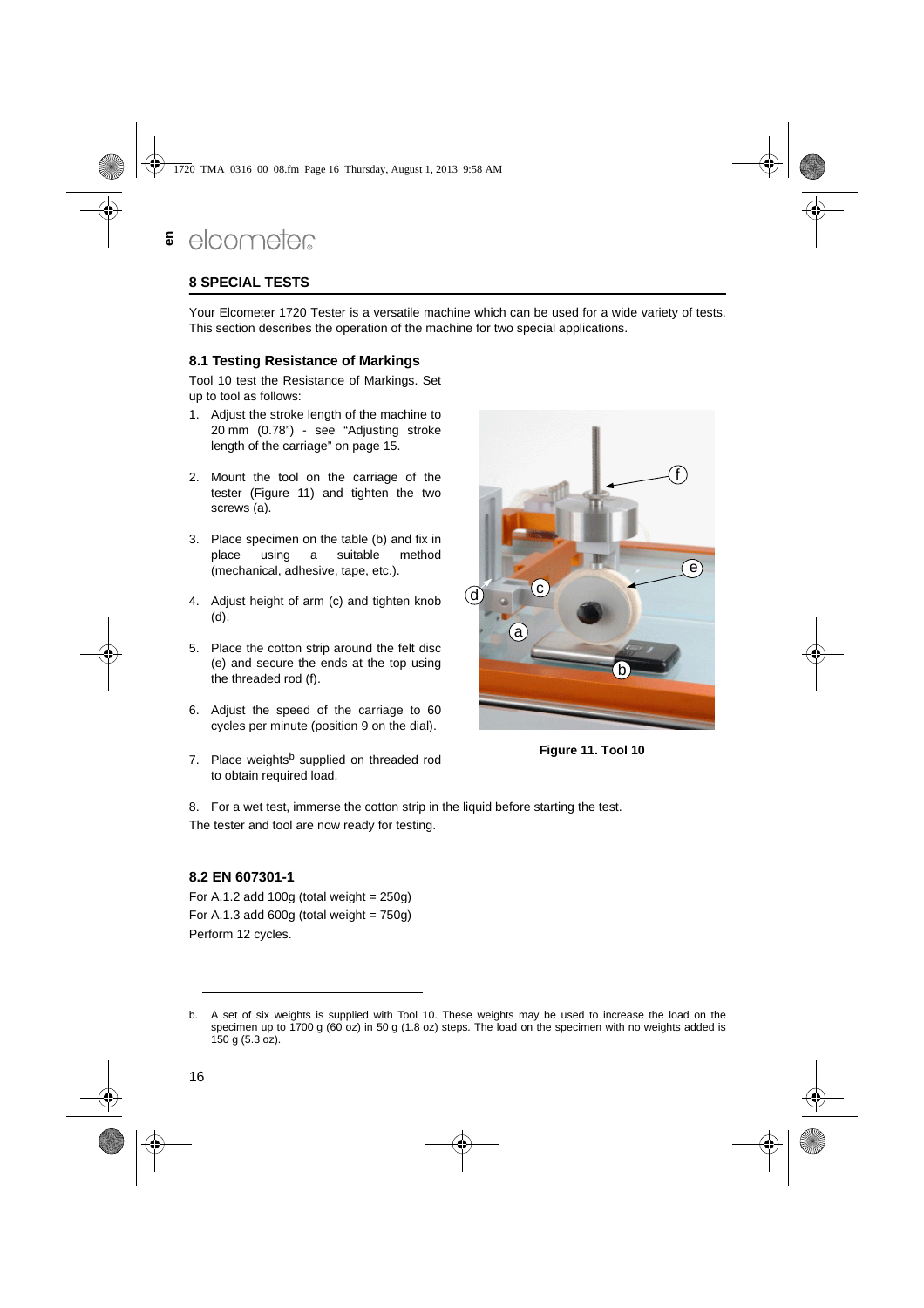## 8 SPECIAL TESTS

Your Elcometer 1720 Tester is a versatile machine which can be used for a wide variety of tests. This section describes the operation of the machine for two special applications.

### 8.1 Testing Resistance of Markings

Tool 10 test the Resistance of Markings. Set up to tool as follows:

1. Adjust the stroke length of the machine to 20 mm (0.78") - see "Adjusting stroke length of the carriage" on page 15.
2. Mount the tool on the carriage of the tester (Figure 11) and tighten the two screws (a).
3. Place specimen on the table (b) and fix in place using a suitable method (mechanical, adhesive, tape, etc.).
4. Adjust height of arm (c) and tighten knob (d).
5. Place the cotton strip around the felt disc (e) and secure the ends at the top using the threaded rod (f).
6. Adjust the speed of the carriage to 60 cycles per minute (position 9 on the dial).
7. Place weights[b] supplied on threaded rod to obtain required load.
8. For a wet test, immerse the cotton strip in the liquid before starting the test.

**Figure 11. Tool 10**

The tester and tool are now ready for testing.

### 8.2 EN 607301-1

For A.1.2 add 100g (total weight = 250g)

For A.1.3 add 600g (total weight = 750g)

Perform 12 cycles.

---

b. A set of six weights is supplied with Tool 10. These weights may be used to increase the load on the specimen up to 1700 g (60 oz) in 50 g (1.8 oz) steps. The load on the specimen with no weights added is 150 g (5.3 oz).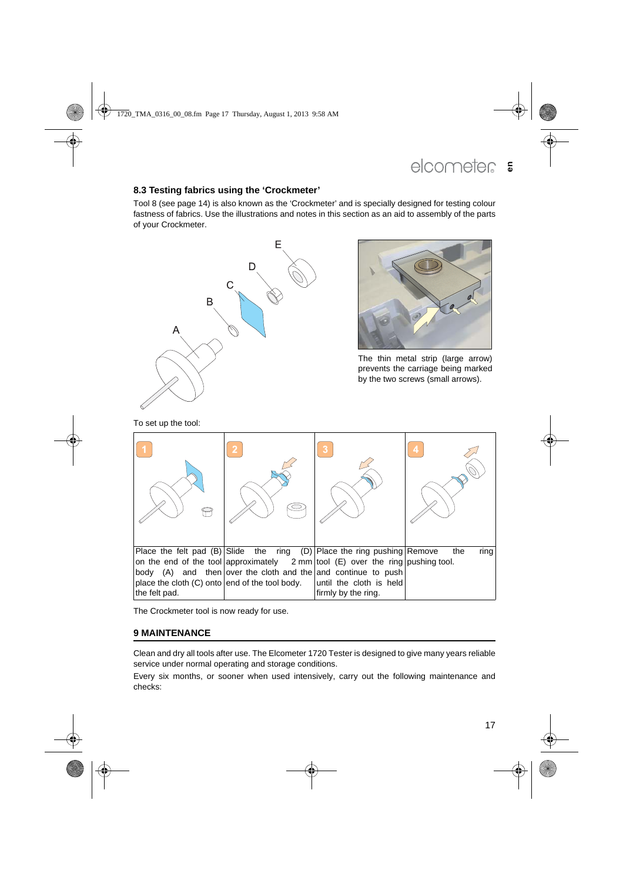## 8.3 Testing fabrics using the 'Crockmeter'

Tool 8 (see page 14) is also known as the 'Crockmeter' and is specially designed for testing colour fastness of fabrics. Use the illustrations and notes in this section as an aid to assembly of the parts of your Crockmeter.

The thin metal strip (large arrow) prevents the carriage being marked by the two screws (small arrows).

To set up the tool:

| 1 | 2 | 3 | 4 |
|---|---|---|---|
| Place the felt pad (B) on the end of the tool body (A) and then place the cloth (C) onto the felt pad. | Slide the ring (D) approximately 2 mm over the cloth and the end of the tool body. | Place the ring pushing tool (E) over the ring and continue to push until the cloth is held firmly by the ring. | Remove the ring pushing tool. |

The Crockmeter tool is now ready for use.

## 9 MAINTENANCE

Clean and dry all tools after use. The Elcometer 1720 Tester is designed to give many years reliable service under normal operating and storage conditions.

Every six months, or sooner when used intensively, carry out the following maintenance and checks: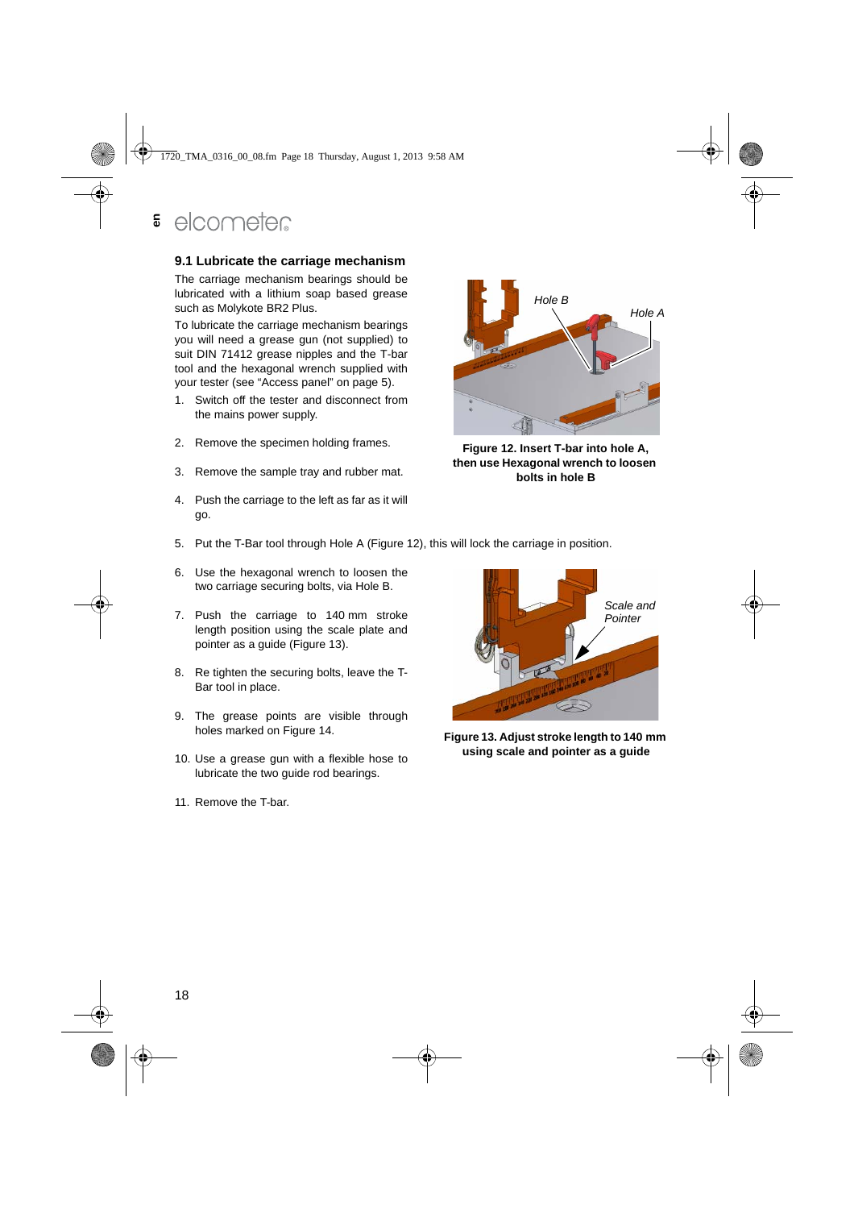## 9.1 Lubricate the carriage mechanism

The carriage mechanism bearings should be lubricated with a lithium soap based grease such as Molykote BR2 Plus.

To lubricate the carriage mechanism bearings you will need a grease gun (not supplied) to suit DIN 71412 grease nipples and the T-bar tool and the hexagonal wrench supplied with your tester (see “Access panel” on page 5).

1. Switch off the tester and disconnect from the mains power supply.
2. Remove the specimen holding frames.
3. Remove the sample tray and rubber mat.
4. Push the carriage to the left as far as it will go.
5. Put the T-Bar tool through Hole A (Figure 12), this will lock the carriage in position.
6. Use the hexagonal wrench to loosen the two carriage securing bolts, via Hole B.
7. Push the carriage to 140 mm stroke length position using the scale plate and pointer as a guide (Figure 13).
8. Re tighten the securing bolts, leave the T-Bar tool in place.
9. The grease points are visible through holes marked on Figure 14.
10. Use a grease gun with a flexible hose to lubricate the two guide rod bearings.
11. Remove the T-bar.

*Hole B* *Hole A*

**Figure 12. Insert T-bar into hole A, then use Hexagonal wrench to loosen bolts in hole B**

*Scale and Pointer*

**Figure 13. Adjust stroke length to 140 mm using scale and pointer as a guide**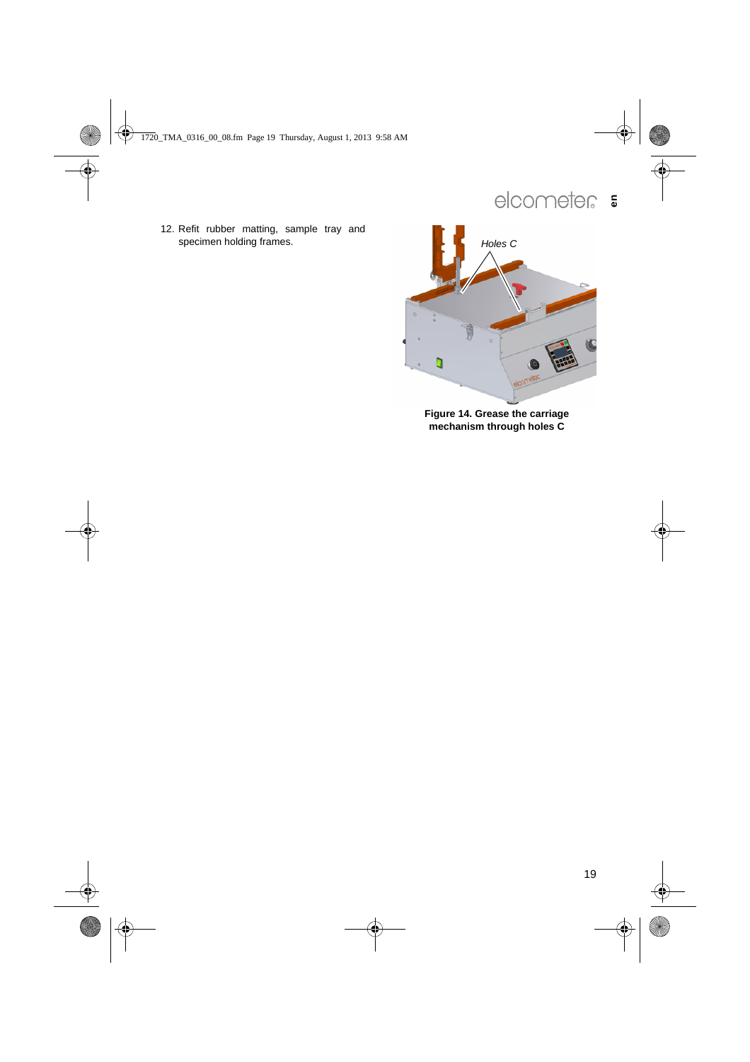12. Refit rubber matting, sample tray and specimen holding frames.

Holes C

**Figure 14. Grease the carriage mechanism through holes C**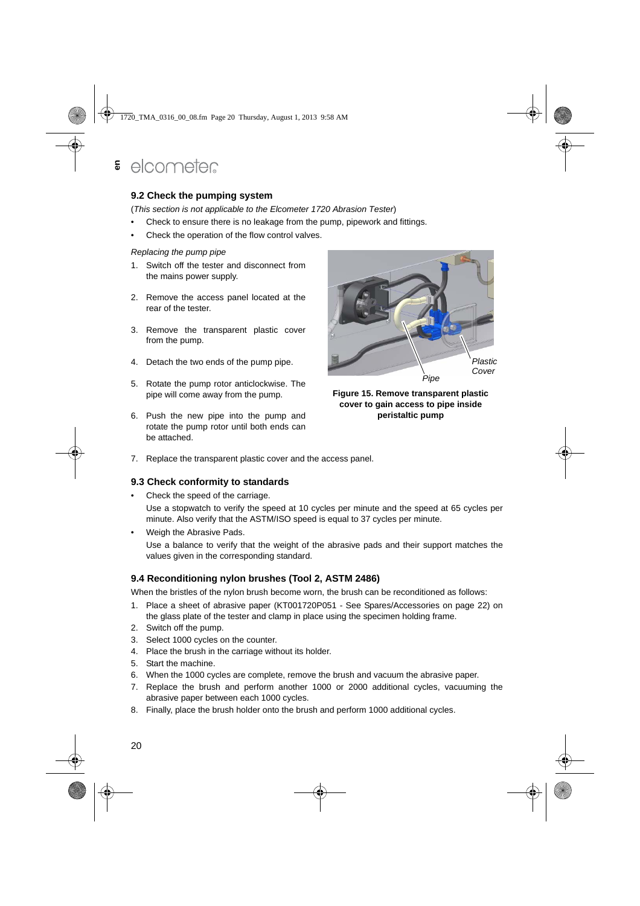## 9.2 Check the pumping system

(*This section is not applicable to the Elcometer 1720 Abrasion Tester*)

- Check to ensure there is no leakage from the pump, pipework and fittings.
- Check the operation of the flow control valves.

*Replacing the pump pipe*

1. Switch off the tester and disconnect from the mains power supply.
2. Remove the access panel located at the rear of the tester.
3. Remove the transparent plastic cover from the pump.
4. Detach the two ends of the pump pipe.
5. Rotate the pump rotor anticlockwise. The pipe will come away from the pump.
6. Push the new pipe into the pump and rotate the pump rotor until both ends can be attached.
7. Replace the transparent plastic cover and the access panel.

*Pipe* *Plastic Cover*

**Figure 15. Remove transparent plastic cover to gain access to pipe inside peristaltic pump**

## 9.3 Check conformity to standards

- Check the speed of the carriage.
  Use a stopwatch to verify the speed at 10 cycles per minute and the speed at 65 cycles per minute. Also verify that the ASTM/ISO speed is equal to 37 cycles per minute.
- Weigh the Abrasive Pads.
  Use a balance to verify that the weight of the abrasive pads and their support matches the values given in the corresponding standard.

## 9.4 Reconditioning nylon brushes (Tool 2, ASTM 2486)

When the bristles of the nylon brush become worn, the brush can be reconditioned as follows:

1. Place a sheet of abrasive paper (KT001720P051 - See Spares/Accessories on page 22) on the glass plate of the tester and clamp in place using the specimen holding frame.
2. Switch off the pump.
3. Select 1000 cycles on the counter.
4. Place the brush in the carriage without its holder.
5. Start the machine.
6. When the 1000 cycles are complete, remove the brush and vacuum the abrasive paper.
7. Replace the brush and perform another 1000 or 2000 additional cycles, vacuuming the abrasive paper between each 1000 cycles.
8. Finally, place the brush holder onto the brush and perform 1000 additional cycles.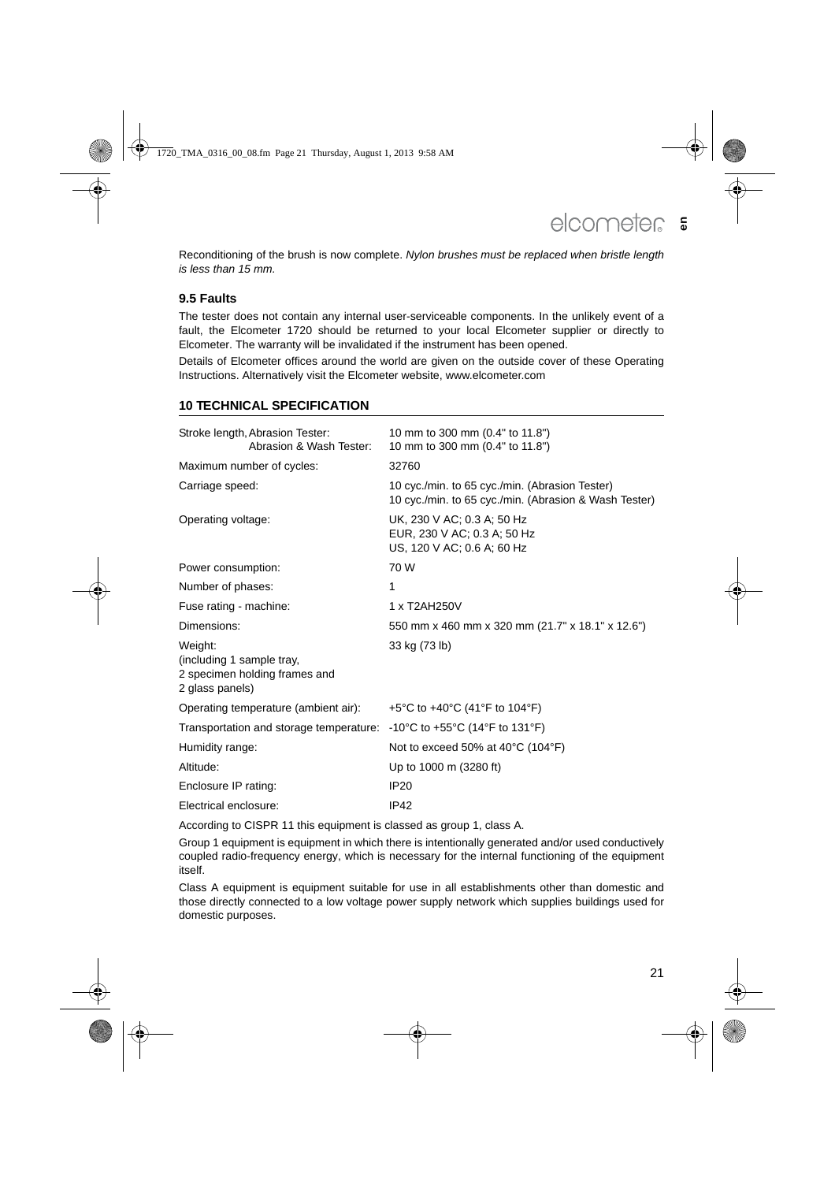Reconditioning of the brush is now complete. *Nylon brushes must be replaced when bristle length is less than 15 mm.*

### 9.5 Faults

The tester does not contain any internal user-serviceable components. In the unlikely event of a fault, the Elcometer 1720 should be returned to your local Elcometer supplier or directly to Elcometer. The warranty will be invalidated if the instrument has been opened.

Details of Elcometer offices around the world are given on the outside cover of these Operating Instructions. Alternatively visit the Elcometer website, www.elcometer.com

## 10 TECHNICAL SPECIFICATION

| | |
|---|---|
| Stroke length, Abrasion Tester:<br>Abrasion & Wash Tester: | 10 mm to 300 mm (0.4" to 11.8")<br>10 mm to 300 mm (0.4" to 11.8") |
| Maximum number of cycles: | 32760 |
| Carriage speed: | 10 cyc./min. to 65 cyc./min. (Abrasion Tester)<br>10 cyc./min. to 65 cyc./min. (Abrasion & Wash Tester) |
| Operating voltage: | UK, 230 V AC; 0.3 A; 50 Hz<br>EUR, 230 V AC; 0.3 A; 50 Hz<br>US, 120 V AC; 0.6 A; 60 Hz |
| Power consumption: | 70 W |
| Number of phases: | 1 |
| Fuse rating - machine: | 1 x T2AH250V |
| Dimensions: | 550 mm x 460 mm x 320 mm (21.7" x 18.1" x 12.6") |
| Weight:<br>(including 1 sample tray,<br>2 specimen holding frames and<br>2 glass panels) | 33 kg (73 lb) |
| Operating temperature (ambient air): | +5°C to +40°C (41°F to 104°F) |
| Transportation and storage temperature: | -10°C to +55°C (14°F to 131°F) |
| Humidity range: | Not to exceed 50% at 40°C (104°F) |
| Altitude: | Up to 1000 m (3280 ft) |
| Enclosure IP rating: | IP20 |
| Electrical enclosure: | IP42 |

According to CISPR 11 this equipment is classed as group 1, class A.

Group 1 equipment is equipment in which there is intentionally generated and/or used conductively coupled radio-frequency energy, which is necessary for the internal functioning of the equipment itself.

Class A equipment is equipment suitable for use in all establishments other than domestic and those directly connected to a low voltage power supply network which supplies buildings used for domestic purposes.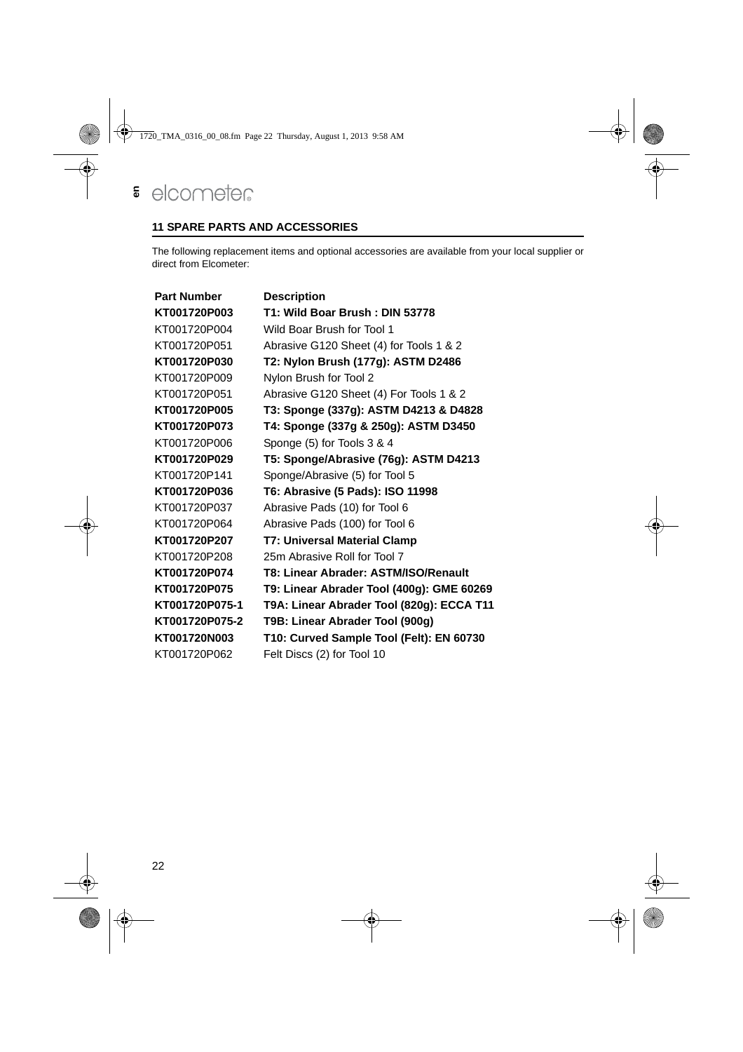## 11 SPARE PARTS AND ACCESSORIES

The following replacement items and optional accessories are available from your local supplier or direct from Elcometer:

| Part Number | Description |
|---|---|
| **KT001720P003** | **T1: Wild Boar Brush : DIN 53778** |
| KT001720P004 | Wild Boar Brush for Tool 1 |
| KT001720P051 | Abrasive G120 Sheet (4) for Tools 1 & 2 |
| **KT001720P030** | **T2: Nylon Brush (177g): ASTM D2486** |
| KT001720P009 | Nylon Brush for Tool 2 |
| KT001720P051 | Abrasive G120 Sheet (4) For Tools 1 & 2 |
| **KT001720P005** | **T3: Sponge (337g): ASTM D4213 & D4828** |
| **KT001720P073** | **T4: Sponge (337g & 250g): ASTM D3450** |
| KT001720P006 | Sponge (5) for Tools 3 & 4 |
| **KT001720P029** | **T5: Sponge/Abrasive (76g): ASTM D4213** |
| KT001720P141 | Sponge/Abrasive (5) for Tool 5 |
| **KT001720P036** | **T6: Abrasive (5 Pads): ISO 11998** |
| KT001720P037 | Abrasive Pads (10) for Tool 6 |
| KT001720P064 | Abrasive Pads (100) for Tool 6 |
| **KT001720P207** | **T7: Universal Material Clamp** |
| KT001720P208 | 25m Abrasive Roll for Tool 7 |
| **KT001720P074** | **T8: Linear Abrader: ASTM/ISO/Renault** |
| **KT001720P075** | **T9: Linear Abrader Tool (400g): GME 60269** |
| **KT001720P075-1** | **T9A: Linear Abrader Tool (820g): ECCA T11** |
| **KT001720P075-2** | **T9B: Linear Abrader Tool (900g)** |
| **KT001720N003** | **T10: Curved Sample Tool (Felt): EN 60730** |
| KT001720P062 | Felt Discs (2) for Tool 10 |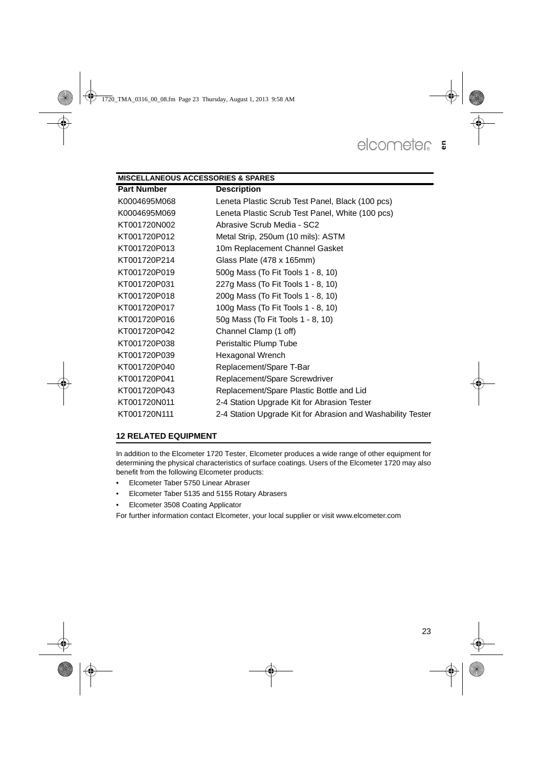| MISCELLANEOUS ACCESSORIES & SPARES | |
|---|---|
| **Part Number** | **Description** |
| K0004695M068 | Leneta Plastic Scrub Test Panel, Black (100 pcs) |
| K0004695M069 | Leneta Plastic Scrub Test Panel, White (100 pcs) |
| KT001720N002 | Abrasive Scrub Media - SC2 |
| KT001720P012 | Metal Strip, 250um (10 mils): ASTM |
| KT001720P013 | 10m Replacement Channel Gasket |
| KT001720P214 | Glass Plate (478 x 165mm) |
| KT001720P019 | 500g Mass (To Fit Tools 1 - 8, 10) |
| KT001720P031 | 227g Mass (To Fit Tools 1 - 8, 10) |
| KT001720P018 | 200g Mass (To Fit Tools 1 - 8, 10) |
| KT001720P017 | 100g Mass (To Fit Tools 1 - 8, 10) |
| KT001720P016 | 50g Mass (To Fit Tools 1 - 8, 10) |
| KT001720P042 | Channel Clamp (1 off) |
| KT001720P038 | Peristaltic Plump Tube |
| KT001720P039 | Hexagonal Wrench |
| KT001720P040 | Replacement/Spare T-Bar |
| KT001720P041 | Replacement/Spare Screwdriver |
| KT001720P043 | Replacement/Spare Plastic Bottle and Lid |
| KT001720N011 | 2-4 Station Upgrade Kit for Abrasion Tester |
| KT001720N111 | 2-4 Station Upgrade Kit for Abrasion and Washability Tester |

## 12 RELATED EQUIPMENT

In addition to the Elcometer 1720 Tester, Elcometer produces a wide range of other equipment for determining the physical characteristics of surface coatings. Users of the Elcometer 1720 may also benefit from the following Elcometer products:

- Elcometer Taber 5750 Linear Abraser
- Elcometer Taber 5135 and 5155 Rotary Abrasers
- Elcometer 3508 Coating Applicator

For further information contact Elcometer, your local supplier or visit www.elcometer.com